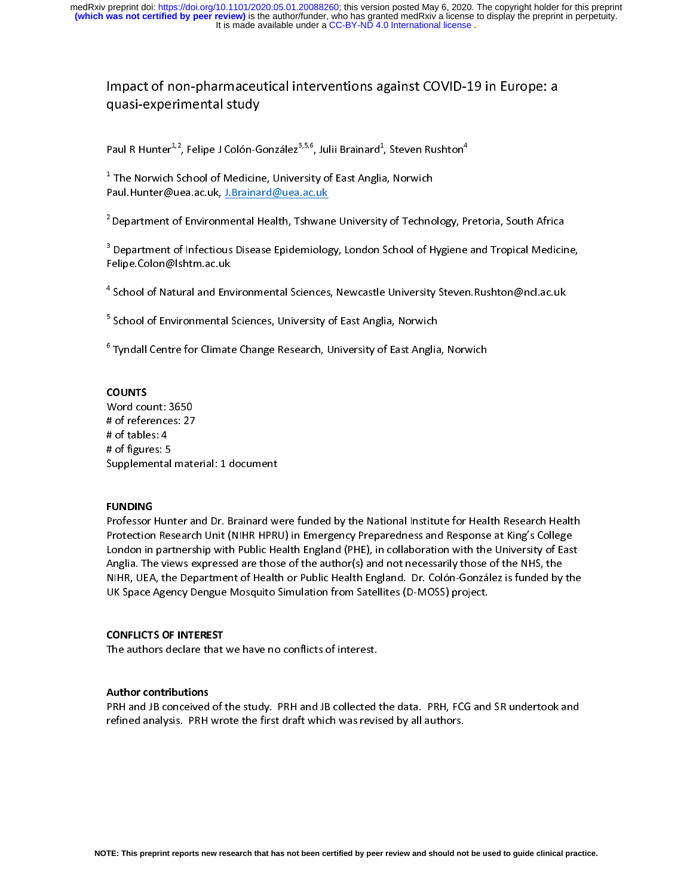# Impact of non-pharmaceutical interventions against COVID-19 in Europe: a quasi-experimental study

Paul R Hunter[1,2], Felipe J Colón-González[3,5,6], Julii Brainard[1], Steven Rushton[4]

[1] The Norwich School of Medicine, University of East Anglia, Norwich
Paul.Hunter@uea.ac.uk, J.Brainard@uea.ac.uk

[2] Department of Environmental Health, Tshwane University of Technology, Pretoria, South Africa

[3] Department of Infectious Disease Epidemiology, London School of Hygiene and Tropical Medicine, Felipe.Colon@lshtm.ac.uk

[4] School of Natural and Environmental Sciences, Newcastle University Steven.Rushton@ncl.ac.uk

[5] School of Environmental Sciences, University of East Anglia, Norwich

[6] Tyndall Centre for Climate Change Research, University of East Anglia, Norwich

**COUNTS**

Word count: 3650
# of references: 27
# of tables: 4
# of figures: 5
Supplemental material: 1 document

**FUNDING**

Professor Hunter and Dr. Brainard were funded by the National Institute for Health Research Health Protection Research Unit (NIHR HPRU) in Emergency Preparedness and Response at King's College London in partnership with Public Health England (PHE), in collaboration with the University of East Anglia. The views expressed are those of the author(s) and not necessarily those of the NHS, the NIHR, UEA, the Department of Health or Public Health England. Dr. Colón-González is funded by the UK Space Agency Dengue Mosquito Simulation from Satellites (D-MOSS) project.

**CONFLICTS OF INTEREST**

The authors declare that we have no conflicts of interest.

**Author contributions**

PRH and JB conceived of the study. PRH and JB collected the data. PRH, FCG and SR undertook and refined analysis. PRH wrote the first draft which was revised by all authors.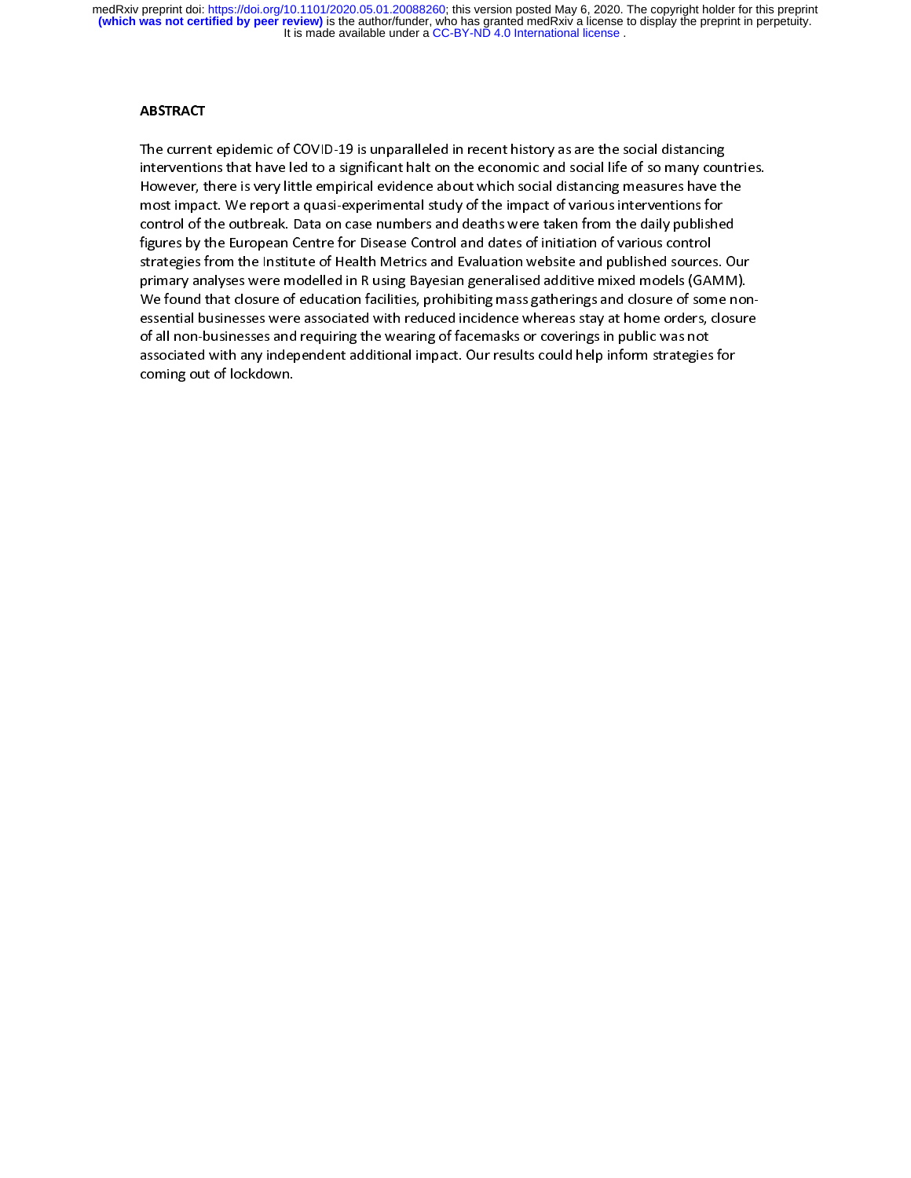## ABSTRACT

The current epidemic of COVID-19 is unparalleled in recent history as are the social distancing interventions that have led to a significant halt on the economic and social life of so many countries. However, there is very little empirical evidence about which social distancing measures have the most impact. We report a quasi-experimental study of the impact of various interventions for control of the outbreak. Data on case numbers and deaths were taken from the daily published figures by the European Centre for Disease Control and dates of initiation of various control strategies from the Institute of Health Metrics and Evaluation website and published sources. Our primary analyses were modelled in R using Bayesian generalised additive mixed models (GAMM). We found that closure of education facilities, prohibiting mass gatherings and closure of some non-essential businesses were associated with reduced incidence whereas stay at home orders, closure of all non-businesses and requiring the wearing of facemasks or coverings in public was not associated with any independent additional impact. Our results could help inform strategies for coming out of lockdown.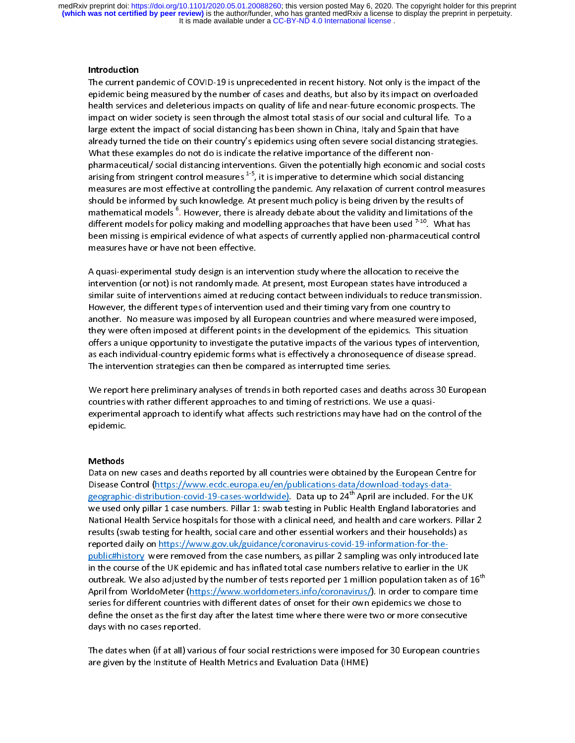## Introduction

The current pandemic of COVID-19 is unprecedented in recent history. Not only is the impact of the epidemic being measured by the number of cases and deaths, but also by its impact on overloaded health services and deleterious impacts on quality of life and near-future economic prospects. The impact on wider society is seen through the almost total stasis of our social and cultural life. To a large extent the impact of social distancing has been shown in China, Italy and Spain that have already turned the tide on their country's epidemics using often severe social distancing strategies. What these examples do not do is indicate the relative importance of the different non-pharmaceutical/ social distancing interventions. Given the potentially high economic and social costs arising from stringent control measures [1-5], it is imperative to determine which social distancing measures are most effective at controlling the pandemic. Any relaxation of current control measures should be informed by such knowledge. At present much policy is being driven by the results of mathematical models [6]. However, there is already debate about the validity and limitations of the different models for policy making and modelling approaches that have been used [7-10]. What has been missing is empirical evidence of what aspects of currently applied non-pharmaceutical control measures have or have not been effective.

A quasi-experimental study design is an intervention study where the allocation to receive the intervention (or not) is not randomly made. At present, most European states have introduced a similar suite of interventions aimed at reducing contact between individuals to reduce transmission. However, the different types of intervention used and their timing vary from one country to another. No measure was imposed by all European countries and where measured were imposed, they were often imposed at different points in the development of the epidemics. This situation offers a unique opportunity to investigate the putative impacts of the various types of intervention, as each individual-country epidemic forms what is effectively a chronosequence of disease spread. The intervention strategies can then be compared as interrupted time series.

We report here preliminary analyses of trends in both reported cases and deaths across 30 European countries with rather different approaches to and timing of restrictions. We use a quasi-experimental approach to identify what affects such restrictions may have had on the control of the epidemic.

## Methods

Data on new cases and deaths reported by all countries were obtained by the European Centre for Disease Control (https://www.ecdc.europa.eu/en/publications-data/download-todays-data-geographic-distribution-covid-19-cases-worldwide). Data up to 24th April are included. For the UK we used only pillar 1 case numbers. Pillar 1: swab testing in Public Health England laboratories and National Health Service hospitals for those with a clinical need, and health and care workers. Pillar 2 results (swab testing for health, social care and other essential workers and their households) as reported daily on https://www.gov.uk/guidance/coronavirus-covid-19-information-for-the-public#history were removed from the case numbers, as pillar 2 sampling was only introduced late in the course of the UK epidemic and has inflated total case numbers relative to earlier in the UK outbreak. We also adjusted by the number of tests reported per 1 million population taken as of 16th April from WorldoMeter (https://www.worldometers.info/coronavirus/). In order to compare time series for different countries with different dates of onset for their own epidemics we chose to define the onset as the first day after the latest time where there were two or more consecutive days with no cases reported.

The dates when (if at all) various of four social restrictions were imposed for 30 European countries are given by the Institute of Health Metrics and Evaluation Data (IHME)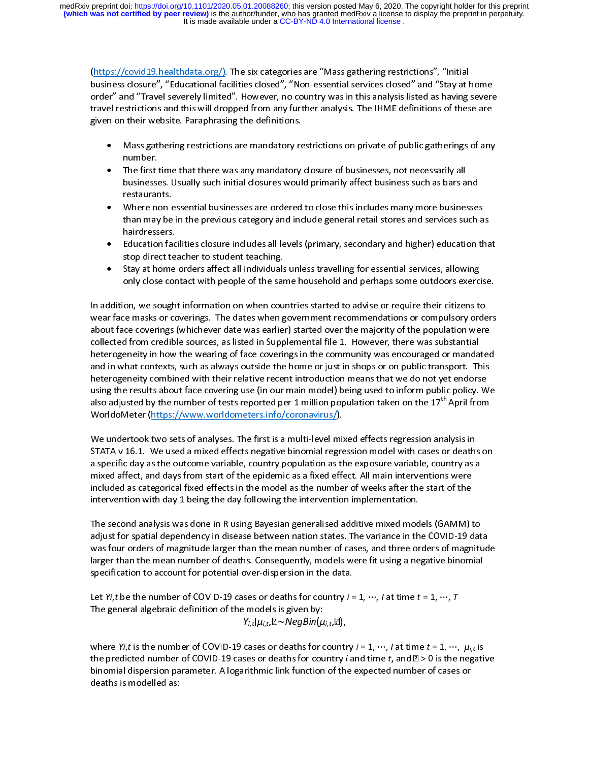(https://covid19.healthdata.org/). The six categories are "Mass gathering restrictions", "Initial business closure", "Educational facilities closed", "Non-essential services closed" and "Stay at home order" and "Travel severely limited". However, no country was in this analysis listed as having severe travel restrictions and this will dropped from any further analysis. The IHME definitions of these are given on their website. Paraphrasing the definitions.

- Mass gathering restrictions are mandatory restrictions on private of public gatherings of any number.
- The first time that there was any mandatory closure of businesses, not necessarily all businesses. Usually such initial closures would primarily affect business such as bars and restaurants.
- Where non-essential businesses are ordered to close this includes many more businesses than may be in the previous category and include general retail stores and services such as hairdressers.
- Education facilities closure includes all levels (primary, secondary and higher) education that stop direct teacher to student teaching.
- Stay at home orders affect all individuals unless travelling for essential services, allowing only close contact with people of the same household and perhaps some outdoors exercise.

In addition, we sought information on when countries started to advise or require their citizens to wear face masks or coverings. The dates when government recommendations or compulsory orders about face coverings (whichever date was earlier) started over the majority of the population were collected from credible sources, as listed in Supplemental file 1. However, there was substantial heterogeneity in how the wearing of face coverings in the community was encouraged or mandated and in what contexts, such as always outside the home or just in shops or on public transport. This heterogeneity combined with their relative recent introduction means that we do not yet endorse using the results about face covering use (in our main model) being used to inform public policy. We also adjusted by the number of tests reported per 1 million population taken on the 17th April from WorldoMeter (https://www.worldometers.info/coronavirus/).

We undertook two sets of analyses. The first is a multi-level mixed effects regression analysis in STATA v 16.1. We used a mixed effects negative binomial regression model with cases or deaths on a specific day as the outcome variable, country population as the exposure variable, country as a mixed affect, and days from start of the epidemic as a fixed effect. All main interventions were included as categorical fixed effects in the model as the number of weeks after the start of the intervention with day 1 being the day following the intervention implementation.

The second analysis was done in R using Bayesian generalised additive mixed models (GAMM) to adjust for spatial dependency in disease between nation states. The variance in the COVID-19 data was four orders of magnitude larger than the mean number of cases, and three orders of magnitude larger than the mean number of deaths. Consequently, models were fit using a negative binomial specification to account for potential over-dispersion in the data.

Let $Y_{i,t}$ be the number of COVID-19 cases or deaths for country $i = 1, \cdots, I$ at time $t = 1, \cdots, T$
The general algebraic definition of the models is given by:

$$Y_{i,t}|\mu_{i,t},\theta \sim NegBin(\mu_{i,t},\theta),$$

where $Y_{i,t}$ is the number of COVID-19 cases or deaths for country $i = 1, \cdots, I$ at time $t = 1, \cdots,$ $\mu_{i,t}$ is the predicted number of COVID-19 cases or deaths for country $i$ and time $t$, and $\theta > 0$ is the negative binomial dispersion parameter. A logarithmic link function of the expected number of cases or deaths is modelled as: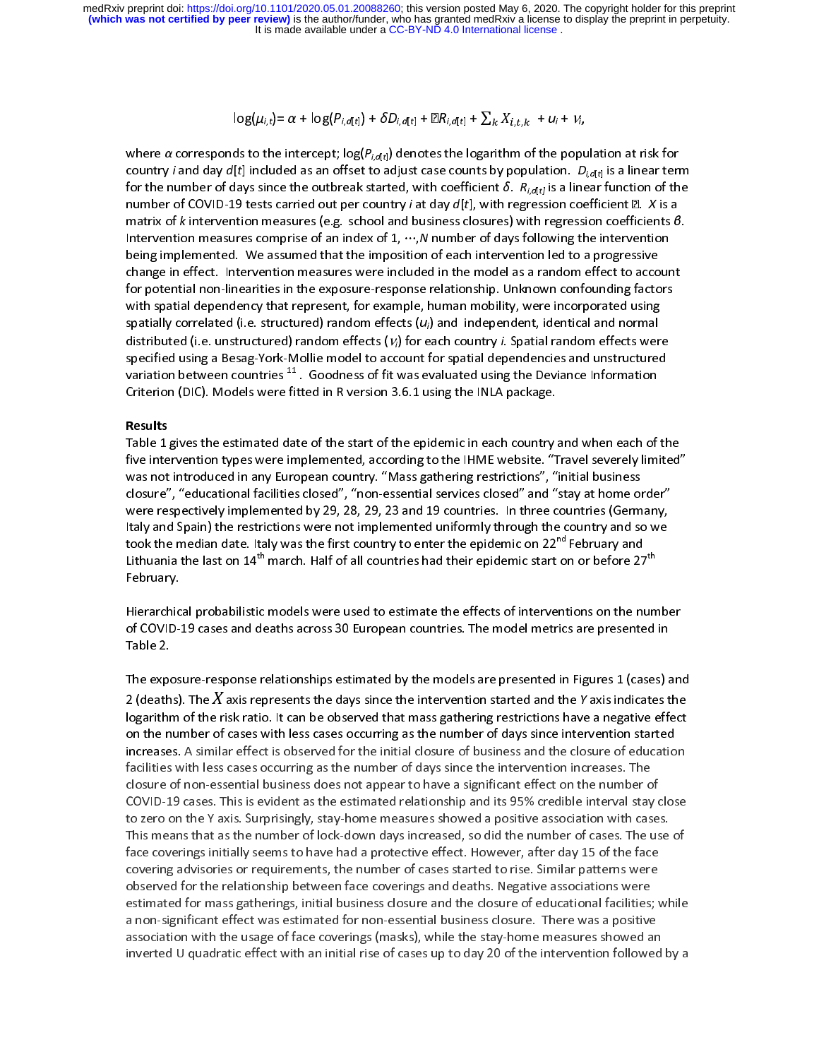$$\log(\mu_{i,t}) = \alpha + \log(P_{i,d[t]}) + \delta D_{i,d[t]} + ?R_{i,d[t]} + \sum_k X_{i,t,k} + u_i + v_i,$$

where $\alpha$ corresponds to the intercept; $\log(P_{i,d[t]})$ denotes the logarithm of the population at risk for country $i$ and day $d[t]$ included as an offset to adjust case counts by population. $D_{i,d[t]}$ is a linear term for the number of days since the outbreak started, with coefficient $\delta$. $R_{i,d[t]}$ is a linear function of the number of COVID-19 tests carried out per country $i$ at day $d[t]$, with regression coefficient ?. $X$ is a matrix of $k$ intervention measures (e.g. school and business closures) with regression coefficients $\beta$. Intervention measures comprise of an index of 1, ⋯,$N$ number of days following the intervention being implemented. We assumed that the imposition of each intervention led to a progressive change in effect. Intervention measures were included in the model as a random effect to account for potential non-linearities in the exposure-response relationship. Unknown confounding factors with spatial dependency that represent, for example, human mobility, were incorporated using spatially correlated (i.e. structured) random effects ($u_i$) and independent, identical and normal distributed (i.e. unstructured) random effects ($v_i$) for each country $i$. Spatial random effects were specified using a Besag-York-Mollie model to account for spatial dependencies and unstructured variation between countries [11]. Goodness of fit was evaluated using the Deviance Information Criterion (DIC). Models were fitted in R version 3.6.1 using the INLA package.

## Results

Table 1 gives the estimated date of the start of the epidemic in each country and when each of the five intervention types were implemented, according to the IHME website. "Travel severely limited" was not introduced in any European country. "Mass gathering restrictions", "initial business closure", "educational facilities closed", "non-essential services closed" and "stay at home order" were respectively implemented by 29, 28, 29, 23 and 19 countries. In three countries (Germany, Italy and Spain) the restrictions were not implemented uniformly through the country and so we took the median date. Italy was the first country to enter the epidemic on 22nd February and Lithuania the last on 14th march. Half of all countries had their epidemic start on or before 27th February.

Hierarchical probabilistic models were used to estimate the effects of interventions on the number of COVID-19 cases and deaths across 30 European countries. The model metrics are presented in Table 2.

The exposure-response relationships estimated by the models are presented in Figures 1 (cases) and 2 (deaths). The $X$ axis represents the days since the intervention started and the $Y$ axis indicates the logarithm of the risk ratio. It can be observed that mass gathering restrictions have a negative effect on the number of cases with less cases occurring as the number of days since intervention started increases. A similar effect is observed for the initial closure of business and the closure of education facilities with less cases occurring as the number of days since the intervention increases. The closure of non-essential business does not appear to have a significant effect on the number of COVID-19 cases. This is evident as the estimated relationship and its 95% credible interval stay close to zero on the Y axis. Surprisingly, stay-home measures showed a positive association with cases. This means that as the number of lock-down days increased, so did the number of cases. The use of face coverings initially seems to have had a protective effect. However, after day 15 of the face covering advisories or requirements, the number of cases started to rise. Similar patterns were observed for the relationship between face coverings and deaths. Negative associations were estimated for mass gatherings, initial business closure and the closure of educational facilities; while a non-significant effect was estimated for non-essential business closure. There was a positive association with the usage of face coverings (masks), while the stay-home measures showed an inverted U quadratic effect with an initial rise of cases up to day 20 of the intervention followed by a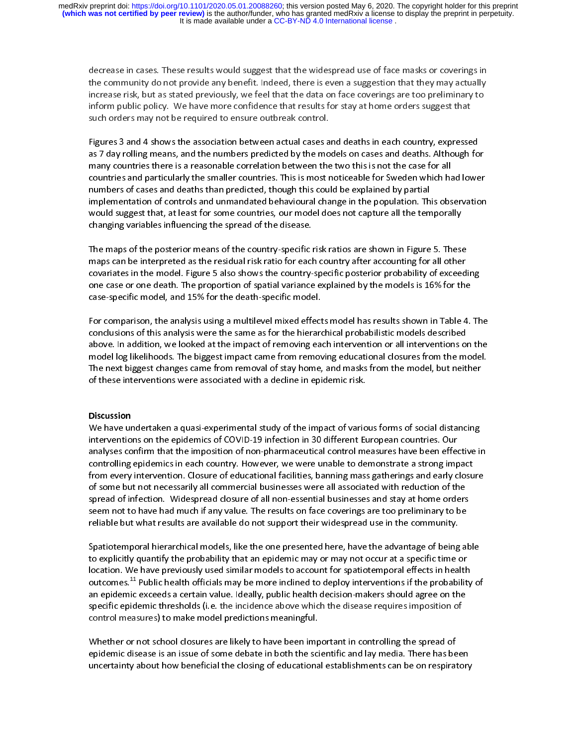decrease in cases. These results would suggest that the widespread use of face masks or coverings in the community do not provide any benefit. Indeed, there is even a suggestion that they may actually increase risk, but as stated previously, we feel that the data on face coverings are too preliminary to inform public policy. We have more confidence that results for stay at home orders suggest that such orders may not be required to ensure outbreak control.

Figures 3 and 4 shows the association between actual cases and deaths in each country, expressed as 7 day rolling means, and the numbers predicted by the models on cases and deaths. Although for many countries there is a reasonable correlation between the two this is not the case for all countries and particularly the smaller countries. This is most noticeable for Sweden which had lower numbers of cases and deaths than predicted, though this could be explained by partial implementation of controls and unmandated behavioural change in the population. This observation would suggest that, at least for some countries, our model does not capture all the temporally changing variables influencing the spread of the disease.

The maps of the posterior means of the country-specific risk ratios are shown in Figure 5. These maps can be interpreted as the residual risk ratio for each country after accounting for all other covariates in the model. Figure 5 also shows the country-specific posterior probability of exceeding one case or one death. The proportion of spatial variance explained by the models is 16% for the case-specific model, and 15% for the death-specific model.

For comparison, the analysis using a multilevel mixed effects model has results shown in Table 4. The conclusions of this analysis were the same as for the hierarchical probabilistic models described above. In addition, we looked at the impact of removing each intervention or all interventions on the model log likelihoods. The biggest impact came from removing educational closures from the model. The next biggest changes came from removal of stay home, and masks from the model, but neither of these interventions were associated with a decline in epidemic risk.

## Discussion

We have undertaken a quasi-experimental study of the impact of various forms of social distancing interventions on the epidemics of COVID-19 infection in 30 different European countries. Our analyses confirm that the imposition of non-pharmaceutical control measures have been effective in controlling epidemics in each country. However, we were unable to demonstrate a strong impact from every intervention. Closure of educational facilities, banning mass gatherings and early closure of some but not necessarily all commercial businesses were all associated with reduction of the spread of infection. Widespread closure of all non-essential businesses and stay at home orders seem not to have had much if any value. The results on face coverings are too preliminary to be reliable but what results are available do not support their widespread use in the community.

Spatiotemporal hierarchical models, like the one presented here, have the advantage of being able to explicitly quantify the probability that an epidemic may or may not occur at a specific time or location. We have previously used similar models to account for spatiotemporal effects in health outcomes.[11] Public health officials may be more inclined to deploy interventions if the probability of an epidemic exceeds a certain value. Ideally, public health decision-makers should agree on the specific epidemic thresholds (i.e. the incidence above which the disease requires imposition of control measures) to make model predictions meaningful.

Whether or not school closures are likely to have been important in controlling the spread of epidemic disease is an issue of some debate in both the scientific and lay media. There has been uncertainty about how beneficial the closing of educational establishments can be on respiratory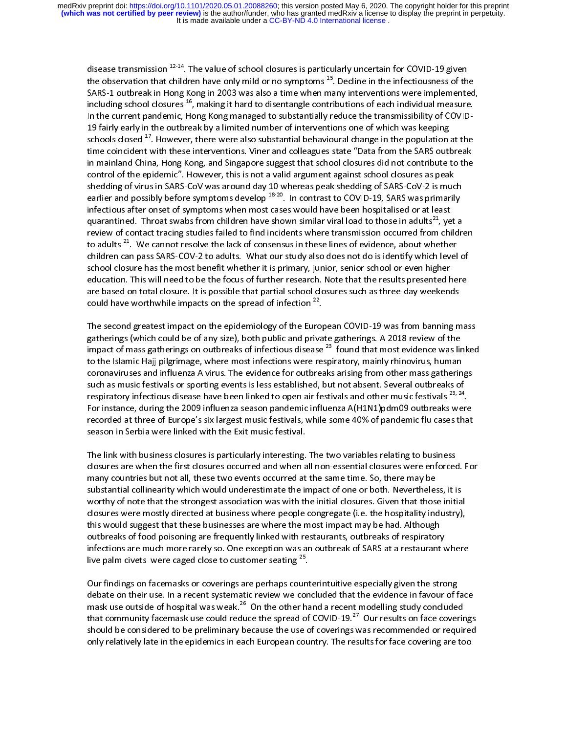disease transmission [12-14]. The value of school closures is particularly uncertain for COVID-19 given the observation that children have only mild or no symptoms [15]. Decline in the infectiousness of the SARS-1 outbreak in Hong Kong in 2003 was also a time when many interventions were implemented, including school closures [16], making it hard to disentangle contributions of each individual measure. In the current pandemic, Hong Kong managed to substantially reduce the transmissibility of COVID-19 fairly early in the outbreak by a limited number of interventions one of which was keeping schools closed [17]. However, there were also substantial behavioural change in the population at the time coincident with these interventions. Viner and colleagues state "Data from the SARS outbreak in mainland China, Hong Kong, and Singapore suggest that school closures did not contribute to the control of the epidemic". However, this is not a valid argument against school closures as peak shedding of virus in SARS-CoV was around day 10 whereas peak shedding of SARS-CoV-2 is much earlier and possibly before symptoms develop [18-20]. In contrast to COVID-19, SARS was primarily infectious after onset of symptoms when most cases would have been hospitalised or at least quarantined. Throat swabs from children have shown similar viral load to those in adults[21], yet a review of contact tracing studies failed to find incidents where transmission occurred from children to adults [21]. We cannot resolve the lack of consensus in these lines of evidence, about whether children can pass SARS-COV-2 to adults. What our study also does not do is identify which level of school closure has the most benefit whether it is primary, junior, senior school or even higher education. This will need to be the focus of further research. Note that the results presented here are based on total closure. It is possible that partial school closures such as three-day weekends could have worthwhile impacts on the spread of infection [22].

The second greatest impact on the epidemiology of the European COVID-19 was from banning mass gatherings (which could be of any size), both public and private gatherings. A 2018 review of the impact of mass gatherings on outbreaks of infectious disease [23] found that most evidence was linked to the Islamic Hajj pilgrimage, where most infections were respiratory, mainly rhinovirus, human coronaviruses and influenza A virus. The evidence for outbreaks arising from other mass gatherings such as music festivals or sporting events is less established, but not absent. Several outbreaks of respiratory infectious disease have been linked to open air festivals and other music festivals [23, 24]. For instance, during the 2009 influenza season pandemic influenza A(H1N1)pdm09 outbreaks were recorded at three of Europe's six largest music festivals, while some 40% of pandemic flu cases that season in Serbia were linked with the Exit music festival.

The link with business closures is particularly interesting. The two variables relating to business closures are when the first closures occurred and when all non-essential closures were enforced. For many countries but not all, these two events occurred at the same time. So, there may be substantial collinearity which would underestimate the impact of one or both. Nevertheless, it is worthy of note that the strongest association was with the initial closures. Given that those initial closures were mostly directed at business where people congregate (i.e. the hospitality industry), this would suggest that these businesses are where the most impact may be had. Although outbreaks of food poisoning are frequently linked with restaurants, outbreaks of respiratory infections are much more rarely so. One exception was an outbreak of SARS at a restaurant where live palm civets were caged close to customer seating [25].

Our findings on facemasks or coverings are perhaps counterintuitive especially given the strong debate on their use. In a recent systematic review we concluded that the evidence in favour of face mask use outside of hospital was weak.[26] On the other hand a recent modelling study concluded that community facemask use could reduce the spread of COVID-19.[27] Our results on face coverings should be considered to be preliminary because the use of coverings was recommended or required only relatively late in the epidemics in each European country. The results for face covering are too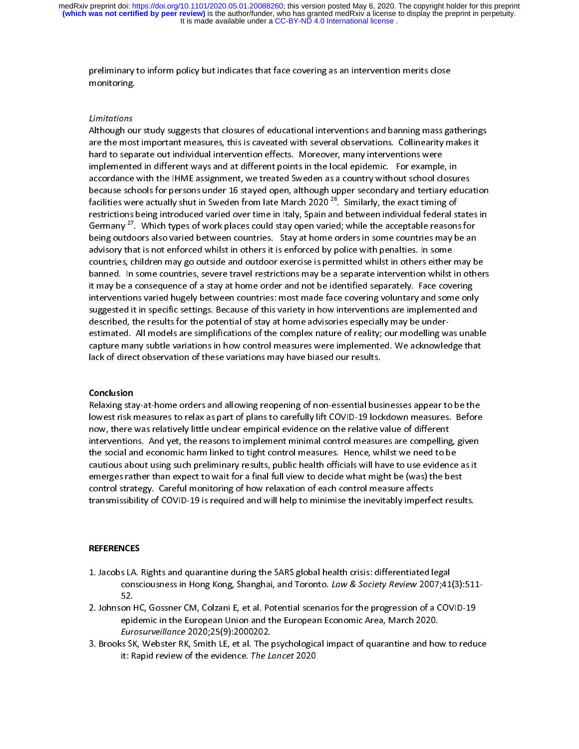preliminary to inform policy but indicates that face covering as an intervention merits close monitoring.

*Limitations*

Although our study suggests that closures of educational interventions and banning mass gatherings are the most important measures, this is caveated with several observations. Collinearity makes it hard to separate out individual intervention effects. Moreover, many interventions were implemented in different ways and at different points in the local epidemic. For example, in accordance with the IHME assignment, we treated Sweden as a country without school closures because schools for persons under 16 stayed open, although upper secondary and tertiary education facilities were actually shut in Sweden from late March 2020 [26]. Similarly, the exact timing of restrictions being introduced varied over time in Italy, Spain and between individual federal states in Germany [27]. Which types of work places could stay open varied; while the acceptable reasons for being outdoors also varied between countries. Stay at home orders in some countries may be an advisory that is not enforced whilst in others it is enforced by police with penalties. In some countries, children may go outside and outdoor exercise is permitted whilst in others either may be banned. In some countries, severe travel restrictions may be a separate intervention whilst in others it may be a consequence of a stay at home order and not be identified separately. Face covering interventions varied hugely between countries: most made face covering voluntary and some only suggested it in specific settings. Because of this variety in how interventions are implemented and described, the results for the potential of stay at home advisories especially may be under-estimated. All models are simplifications of the complex nature of reality; our modelling was unable capture many subtle variations in how control measures were implemented. We acknowledge that lack of direct observation of these variations may have biased our results.

**Conclusion**

Relaxing stay-at-home orders and allowing reopening of non-essential businesses appear to be the lowest risk measures to relax as part of plans to carefully lift COVID-19 lockdown measures. Before now, there was relatively little unclear empirical evidence on the relative value of different interventions. And yet, the reasons to implement minimal control measures are compelling, given the social and economic harm linked to tight control measures. Hence, whilst we need to be cautious about using such preliminary results, public health officials will have to use evidence as it emerges rather than expect to wait for a final full view to decide what might be (was) the best control strategy. Careful monitoring of how relaxation of each control measure affects transmissibility of COVID-19 is required and will help to minimise the inevitably imperfect results.

**REFERENCES**

1. Jacobs LA. Rights and quarantine during the SARS global health crisis: differentiated legal consciousness in Hong Kong, Shanghai, and Toronto. *Law & Society Review* 2007;41(3):511-52.
2. Johnson HC, Gossner CM, Colzani E, et al. Potential scenarios for the progression of a COVID-19 epidemic in the European Union and the European Economic Area, March 2020. *Eurosurveillance* 2020;25(9):2000202.
3. Brooks SK, Webster RK, Smith LE, et al. The psychological impact of quarantine and how to reduce it: Rapid review of the evidence. *The Lancet* 2020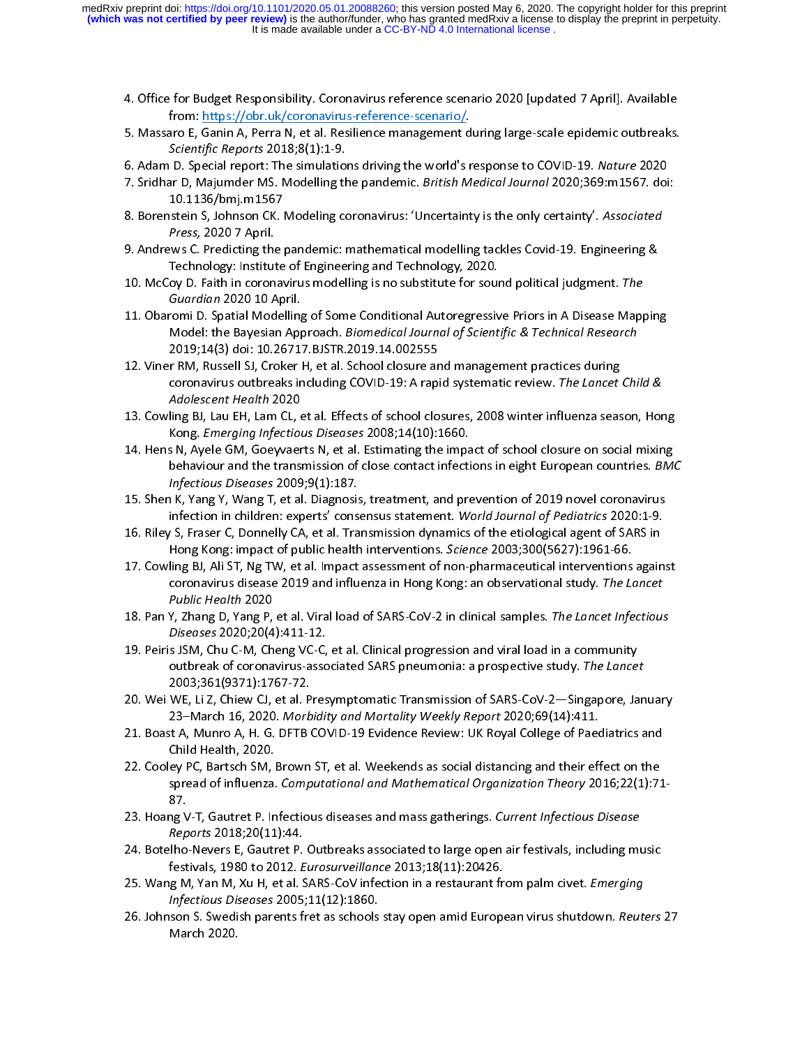4. Office for Budget Responsibility. Coronavirus reference scenario 2020 [updated 7 April]. Available from: https://obr.uk/coronavirus-reference-scenario/.
5. Massaro E, Ganin A, Perra N, et al. Resilience management during large-scale epidemic outbreaks. *Scientific Reports* 2018;8(1):1-9.
6. Adam D. Special report: The simulations driving the world's response to COVID-19. *Nature* 2020
7. Sridhar D, Majumder MS. Modelling the pandemic. *British Medical Journal* 2020;369:m1567. doi: 10.1136/bmj.m1567
8. Borenstein S, Johnson CK. Modeling coronavirus: 'Uncertainty is the only certainty'. *Associated Press,* 2020 7 April.
9. Andrews C. Predicting the pandemic: mathematical modelling tackles Covid-19. Engineering & Technology: Institute of Engineering and Technology, 2020.
10. McCoy D. Faith in coronavirus modelling is no substitute for sound political judgment. *The Guardian* 2020 10 April.
11. Obaromi D. Spatial Modelling of Some Conditional Autoregressive Priors in A Disease Mapping Model: the Bayesian Approach. *Biomedical Journal of Scientific & Technical Research* 2019;14(3) doi: 10.26717.BJSTR.2019.14.002555
12. Viner RM, Russell SJ, Croker H, et al. School closure and management practices during coronavirus outbreaks including COVID-19: A rapid systematic review. *The Lancet Child & Adolescent Health* 2020
13. Cowling BJ, Lau EH, Lam CL, et al. Effects of school closures, 2008 winter influenza season, Hong Kong. *Emerging Infectious Diseases* 2008;14(10):1660.
14. Hens N, Ayele GM, Goeyvaerts N, et al. Estimating the impact of school closure on social mixing behaviour and the transmission of close contact infections in eight European countries. *BMC Infectious Diseases* 2009;9(1):187.
15. Shen K, Yang Y, Wang T, et al. Diagnosis, treatment, and prevention of 2019 novel coronavirus infection in children: experts' consensus statement. *World Journal of Pediatrics* 2020:1-9.
16. Riley S, Fraser C, Donnelly CA, et al. Transmission dynamics of the etiological agent of SARS in Hong Kong: impact of public health interventions. *Science* 2003;300(5627):1961-66.
17. Cowling BJ, Ali ST, Ng TW, et al. Impact assessment of non-pharmaceutical interventions against coronavirus disease 2019 and influenza in Hong Kong: an observational study. *The Lancet Public Health* 2020
18. Pan Y, Zhang D, Yang P, et al. Viral load of SARS-CoV-2 in clinical samples. *The Lancet Infectious Diseases* 2020;20(4):411-12.
19. Peiris JSM, Chu C-M, Cheng VC-C, et al. Clinical progression and viral load in a community outbreak of coronavirus-associated SARS pneumonia: a prospective study. *The Lancet* 2003;361(9371):1767-72.
20. Wei WE, Li Z, Chiew CJ, et al. Presymptomatic Transmission of SARS-CoV-2—Singapore, January 23–March 16, 2020. *Morbidity and Mortality Weekly Report* 2020;69(14):411.
21. Boast A, Munro A, H. G. DFTB COVID-19 Evidence Review: UK Royal College of Paediatrics and Child Health, 2020.
22. Cooley PC, Bartsch SM, Brown ST, et al. Weekends as social distancing and their effect on the spread of influenza. *Computational and Mathematical Organization Theory* 2016;22(1):71-87.
23. Hoang V-T, Gautret P. Infectious diseases and mass gatherings. *Current Infectious Disease Reports* 2018;20(11):44.
24. Botelho-Nevers E, Gautret P. Outbreaks associated to large open air festivals, including music festivals, 1980 to 2012. *Eurosurveillance* 2013;18(11):20426.
25. Wang M, Yan M, Xu H, et al. SARS-CoV infection in a restaurant from palm civet. *Emerging Infectious Diseases* 2005;11(12):1860.
26. Johnson S. Swedish parents fret as schools stay open amid European virus shutdown. *Reuters* 27 March 2020.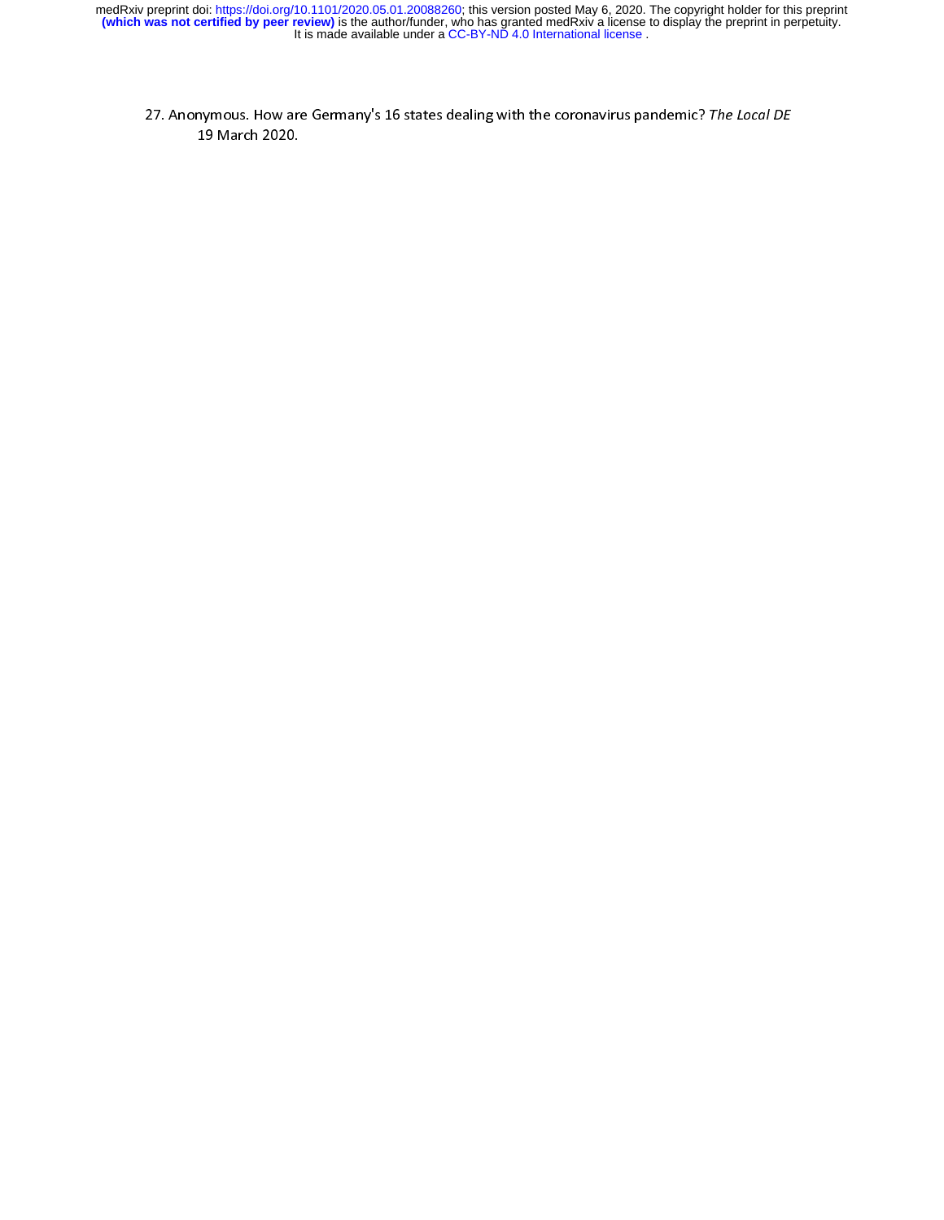27. Anonymous. How are Germany's 16 states dealing with the coronavirus pandemic? *The Local DE* 19 March 2020.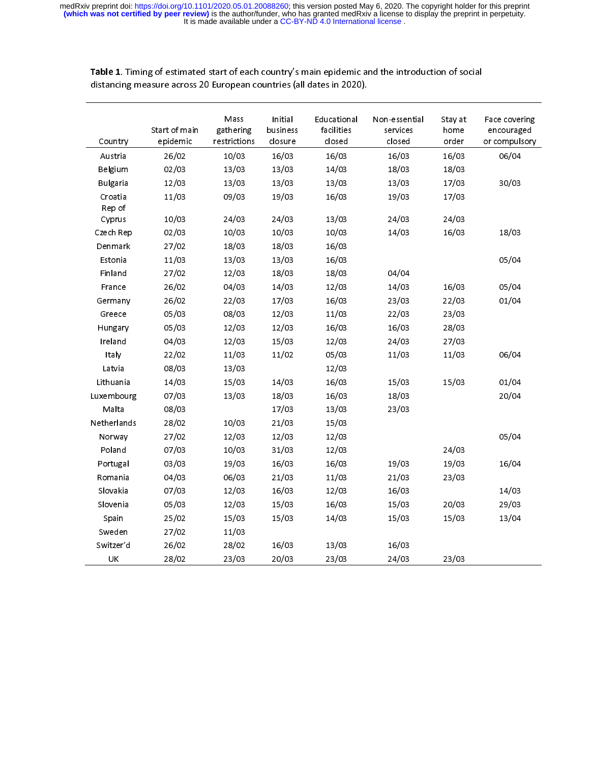**Table 1**. Timing of estimated start of each country's main epidemic and the introduction of social distancing measure across 20 European countries (all dates in 2020).

| Country | Start of main epidemic | Mass gathering restrictions | Initial business closure | Educational facilities closed | Non-essential services closed | Stay at home order | Face covering encouraged or compulsory |
|---|---|---|---|---|---|---|---|
| Austria | 26/02 | 10/03 | 16/03 | 16/03 | 16/03 | 16/03 | 06/04 |
| Belgium | 02/03 | 13/03 | 13/03 | 14/03 | 18/03 | 18/03 | |
| Bulgaria | 12/03 | 13/03 | 13/03 | 13/03 | 13/03 | 17/03 | 30/03 |
| Croatia | 11/03 | 09/03 | 19/03 | 16/03 | 19/03 | 17/03 | |
| Rep of Cyprus | 10/03 | 24/03 | 24/03 | 13/03 | 24/03 | 24/03 | |
| Czech Rep | 02/03 | 10/03 | 10/03 | 10/03 | 14/03 | 16/03 | 18/03 |
| Denmark | 27/02 | 18/03 | 18/03 | 16/03 | | | |
| Estonia | 11/03 | 13/03 | 13/03 | 16/03 | | | 05/04 |
| Finland | 27/02 | 12/03 | 18/03 | 18/03 | 04/04 | | |
| France | 26/02 | 04/03 | 14/03 | 12/03 | 14/03 | 16/03 | 05/04 |
| Germany | 26/02 | 22/03 | 17/03 | 16/03 | 23/03 | 22/03 | 01/04 |
| Greece | 05/03 | 08/03 | 12/03 | 11/03 | 22/03 | 23/03 | |
| Hungary | 05/03 | 12/03 | 12/03 | 16/03 | 16/03 | 28/03 | |
| Ireland | 04/03 | 12/03 | 15/03 | 12/03 | 24/03 | 27/03 | |
| Italy | 22/02 | 11/03 | 11/02 | 05/03 | 11/03 | 11/03 | 06/04 |
| Latvia | 08/03 | 13/03 | | 12/03 | | | |
| Lithuania | 14/03 | 15/03 | 14/03 | 16/03 | 15/03 | 15/03 | 01/04 |
| Luxembourg | 07/03 | 13/03 | 18/03 | 16/03 | 18/03 | | 20/04 |
| Malta | 08/03 | | 17/03 | 13/03 | 23/03 | | |
| Netherlands | 28/02 | 10/03 | 21/03 | 15/03 | | | |
| Norway | 27/02 | 12/03 | 12/03 | 12/03 | | | 05/04 |
| Poland | 07/03 | 10/03 | 31/03 | 12/03 | | 24/03 | |
| Portugal | 03/03 | 19/03 | 16/03 | 16/03 | 19/03 | 19/03 | 16/04 |
| Romania | 04/03 | 06/03 | 21/03 | 11/03 | 21/03 | 23/03 | |
| Slovakia | 07/03 | 12/03 | 16/03 | 12/03 | 16/03 | | 14/03 |
| Slovenia | 05/03 | 12/03 | 15/03 | 16/03 | 15/03 | 20/03 | 29/03 |
| Spain | 25/02 | 15/03 | 15/03 | 14/03 | 15/03 | 15/03 | 13/04 |
| Sweden | 27/02 | 11/03 | | | | | |
| Switzer'd | 26/02 | 28/02 | 16/03 | 13/03 | 16/03 | | |
| UK | 28/02 | 23/03 | 20/03 | 23/03 | 24/03 | 23/03 | |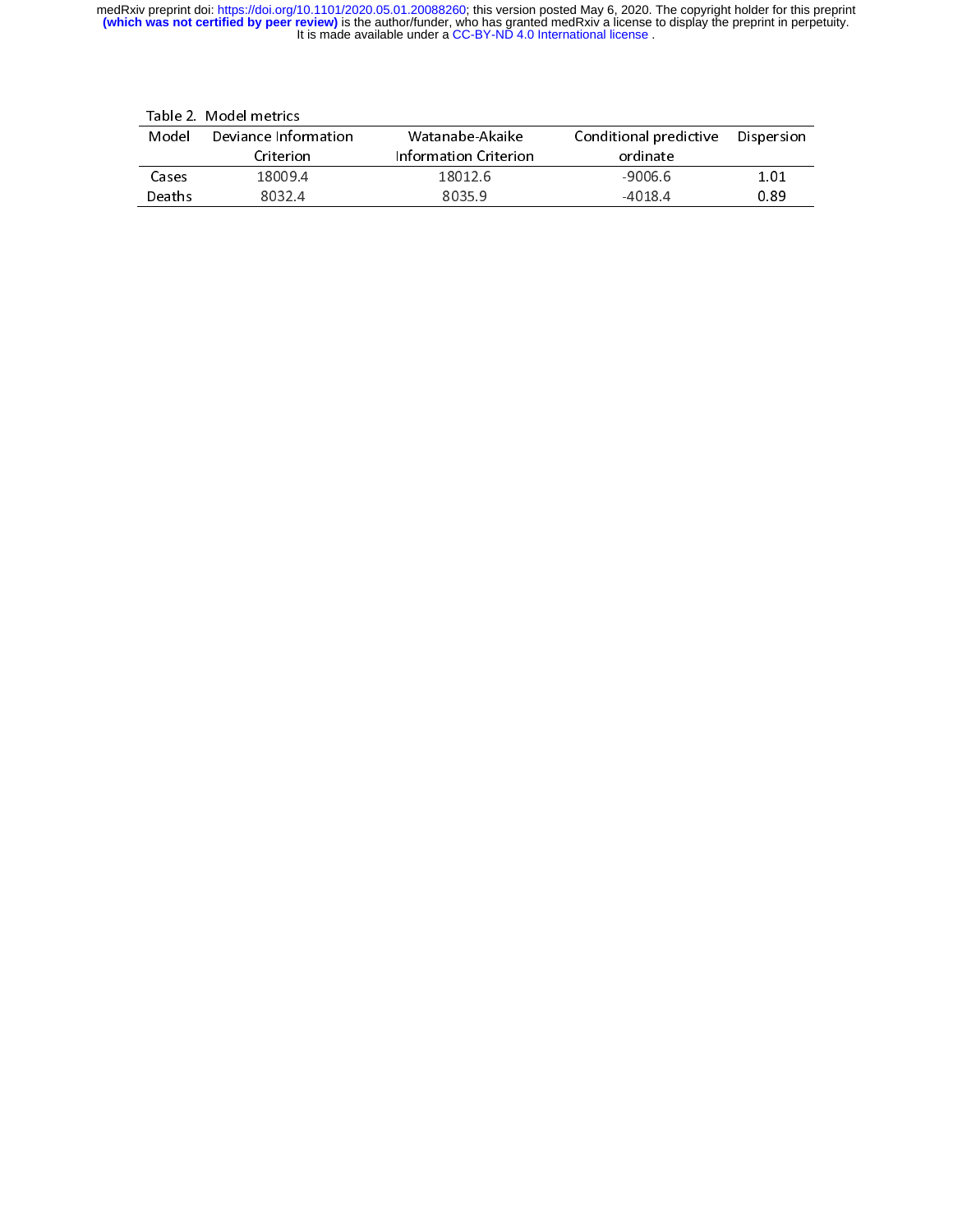Table 2. Model metrics

| Model | Deviance Information Criterion | Watanabe-Akaike Information Criterion | Conditional predictive ordinate | Dispersion |
|---|---|---|---|---|
| Cases | 18009.4 | 18012.6 | -9006.6 | 1.01 |
| Deaths | 8032.4 | 8035.9 | -4018.4 | 0.89 |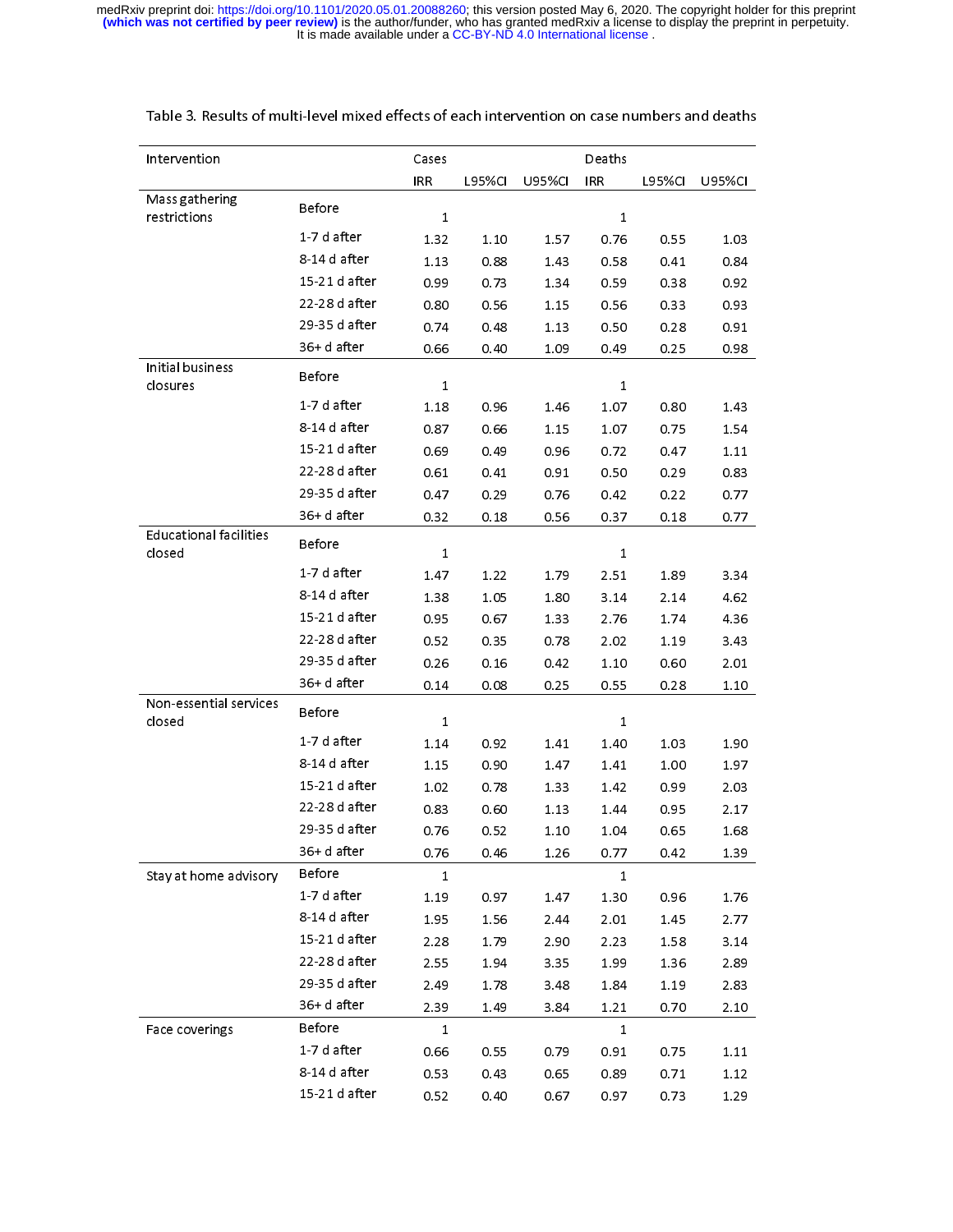Table 3. Results of multi-level mixed effects of each intervention on case numbers and deaths

| Intervention | | Cases | | | Deaths | | |
|---|---|---|---|---|---|---|---|
| | | IRR | L95%CI | U95%CI | IRR | L95%CI | U95%CI |
| Mass gathering restrictions | Before | 1 | | | 1 | | |
| | 1-7 d after | 1.32 | 1.10 | 1.57 | 0.76 | 0.55 | 1.03 |
| | 8-14 d after | 1.13 | 0.88 | 1.43 | 0.58 | 0.41 | 0.84 |
| | 15-21 d after | 0.99 | 0.73 | 1.34 | 0.59 | 0.38 | 0.92 |
| | 22-28 d after | 0.80 | 0.56 | 1.15 | 0.56 | 0.33 | 0.93 |
| | 29-35 d after | 0.74 | 0.48 | 1.13 | 0.50 | 0.28 | 0.91 |
| | 36+ d after | 0.66 | 0.40 | 1.09 | 0.49 | 0.25 | 0.98 |
| Initial business closures | Before | 1 | | | 1 | | |
| | 1-7 d after | 1.18 | 0.96 | 1.46 | 1.07 | 0.80 | 1.43 |
| | 8-14 d after | 0.87 | 0.66 | 1.15 | 1.07 | 0.75 | 1.54 |
| | 15-21 d after | 0.69 | 0.49 | 0.96 | 0.72 | 0.47 | 1.11 |
| | 22-28 d after | 0.61 | 0.41 | 0.91 | 0.50 | 0.29 | 0.83 |
| | 29-35 d after | 0.47 | 0.29 | 0.76 | 0.42 | 0.22 | 0.77 |
| | 36+ d after | 0.32 | 0.18 | 0.56 | 0.37 | 0.18 | 0.77 |
| Educational facilities closed | Before | 1 | | | 1 | | |
| | 1-7 d after | 1.47 | 1.22 | 1.79 | 2.51 | 1.89 | 3.34 |
| | 8-14 d after | 1.38 | 1.05 | 1.80 | 3.14 | 2.14 | 4.62 |
| | 15-21 d after | 0.95 | 0.67 | 1.33 | 2.76 | 1.74 | 4.36 |
| | 22-28 d after | 0.52 | 0.35 | 0.78 | 2.02 | 1.19 | 3.43 |
| | 29-35 d after | 0.26 | 0.16 | 0.42 | 1.10 | 0.60 | 2.01 |
| | 36+ d after | 0.14 | 0.08 | 0.25 | 0.55 | 0.28 | 1.10 |
| Non-essential services closed | Before | 1 | | | 1 | | |
| | 1-7 d after | 1.14 | 0.92 | 1.41 | 1.40 | 1.03 | 1.90 |
| | 8-14 d after | 1.15 | 0.90 | 1.47 | 1.41 | 1.00 | 1.97 |
| | 15-21 d after | 1.02 | 0.78 | 1.33 | 1.42 | 0.99 | 2.03 |
| | 22-28 d after | 0.83 | 0.60 | 1.13 | 1.44 | 0.95 | 2.17 |
| | 29-35 d after | 0.76 | 0.52 | 1.10 | 1.04 | 0.65 | 1.68 |
| | 36+ d after | 0.76 | 0.46 | 1.26 | 0.77 | 0.42 | 1.39 |
| Stay at home advisory | Before | 1 | | | 1 | | |
| | 1-7 d after | 1.19 | 0.97 | 1.47 | 1.30 | 0.96 | 1.76 |
| | 8-14 d after | 1.95 | 1.56 | 2.44 | 2.01 | 1.45 | 2.77 |
| | 15-21 d after | 2.28 | 1.79 | 2.90 | 2.23 | 1.58 | 3.14 |
| | 22-28 d after | 2.55 | 1.94 | 3.35 | 1.99 | 1.36 | 2.89 |
| | 29-35 d after | 2.49 | 1.78 | 3.48 | 1.84 | 1.19 | 2.83 |
| | 36+ d after | 2.39 | 1.49 | 3.84 | 1.21 | 0.70 | 2.10 |
| Face coverings | Before | 1 | | | 1 | | |
| | 1-7 d after | 0.66 | 0.55 | 0.79 | 0.91 | 0.75 | 1.11 |
| | 8-14 d after | 0.53 | 0.43 | 0.65 | 0.89 | 0.71 | 1.12 |
| | 15-21 d after | 0.52 | 0.40 | 0.67 | 0.97 | 0.73 | 1.29 |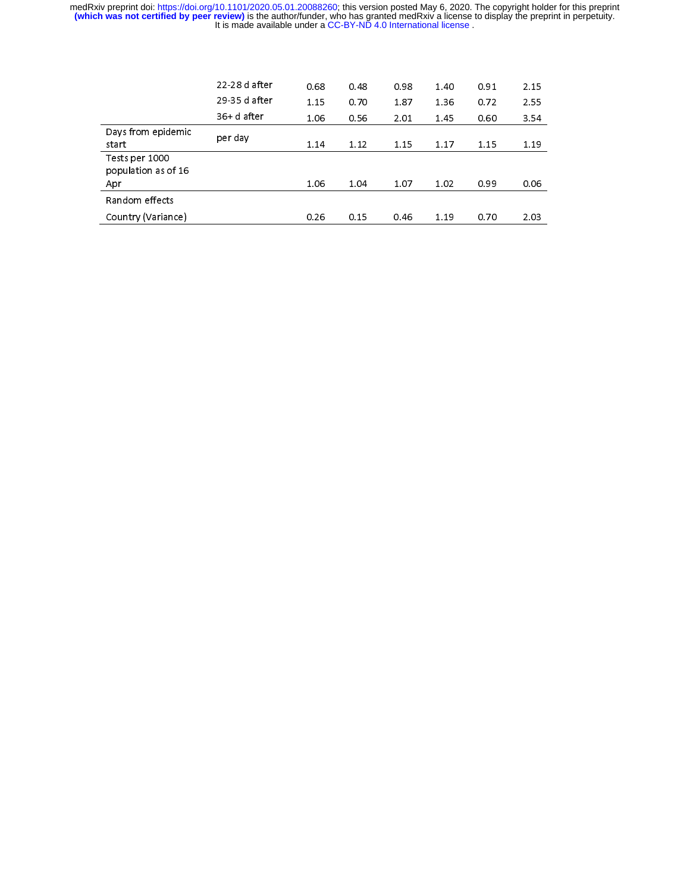| | | | | | | | |
|---|---|---|---|---|---|---|---|
| | 22-28 d after | 0.68 | 0.48 | 0.98 | 1.40 | 0.91 | 2.15 |
| | 29-35 d after | 1.15 | 0.70 | 1.87 | 1.36 | 0.72 | 2.55 |
| | 36+ d after | 1.06 | 0.56 | 2.01 | 1.45 | 0.60 | 3.54 |
| Days from epidemic start | per day | 1.14 | 1.12 | 1.15 | 1.17 | 1.15 | 1.19 |
| Tests per 1000 population as of 16 Apr | | 1.06 | 1.04 | 1.07 | 1.02 | 0.99 | 0.06 |
| Random effects | | | | | | | |
| Country (Variance) | | 0.26 | 0.15 | 0.46 | 1.19 | 0.70 | 2.03 |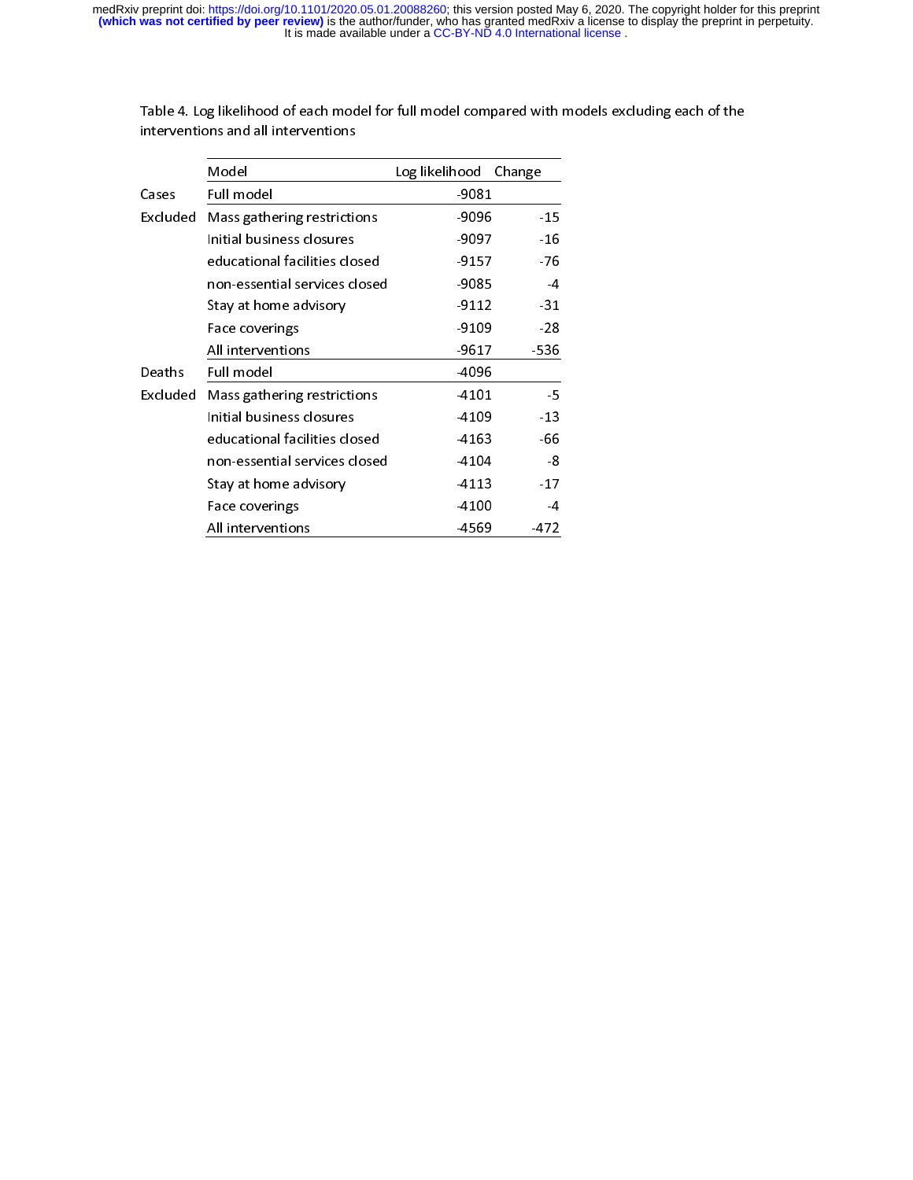Table 4. Log likelihood of each model for full model compared with models excluding each of the interventions and all interventions

| | Model | Log likelihood | Change |
|---|---|---|---|
| Cases | Full model | -9081 | |
| Excluded | Mass gathering restrictions | -9096 | -15 |
| | Initial business closures | -9097 | -16 |
| | educational facilities closed | -9157 | -76 |
| | non-essential services closed | -9085 | -4 |
| | Stay at home advisory | -9112 | -31 |
| | Face coverings | -9109 | -28 |
| | All interventions | -9617 | -536 |
| Deaths | Full model | -4096 | |
| Excluded | Mass gathering restrictions | -4101 | -5 |
| | Initial business closures | -4109 | -13 |
| | educational facilities closed | -4163 | -66 |
| | non-essential services closed | -4104 | -8 |
| | Stay at home advisory | -4113 | -17 |
| | Face coverings | -4100 | -4 |
| | All interventions | -4569 | -472 |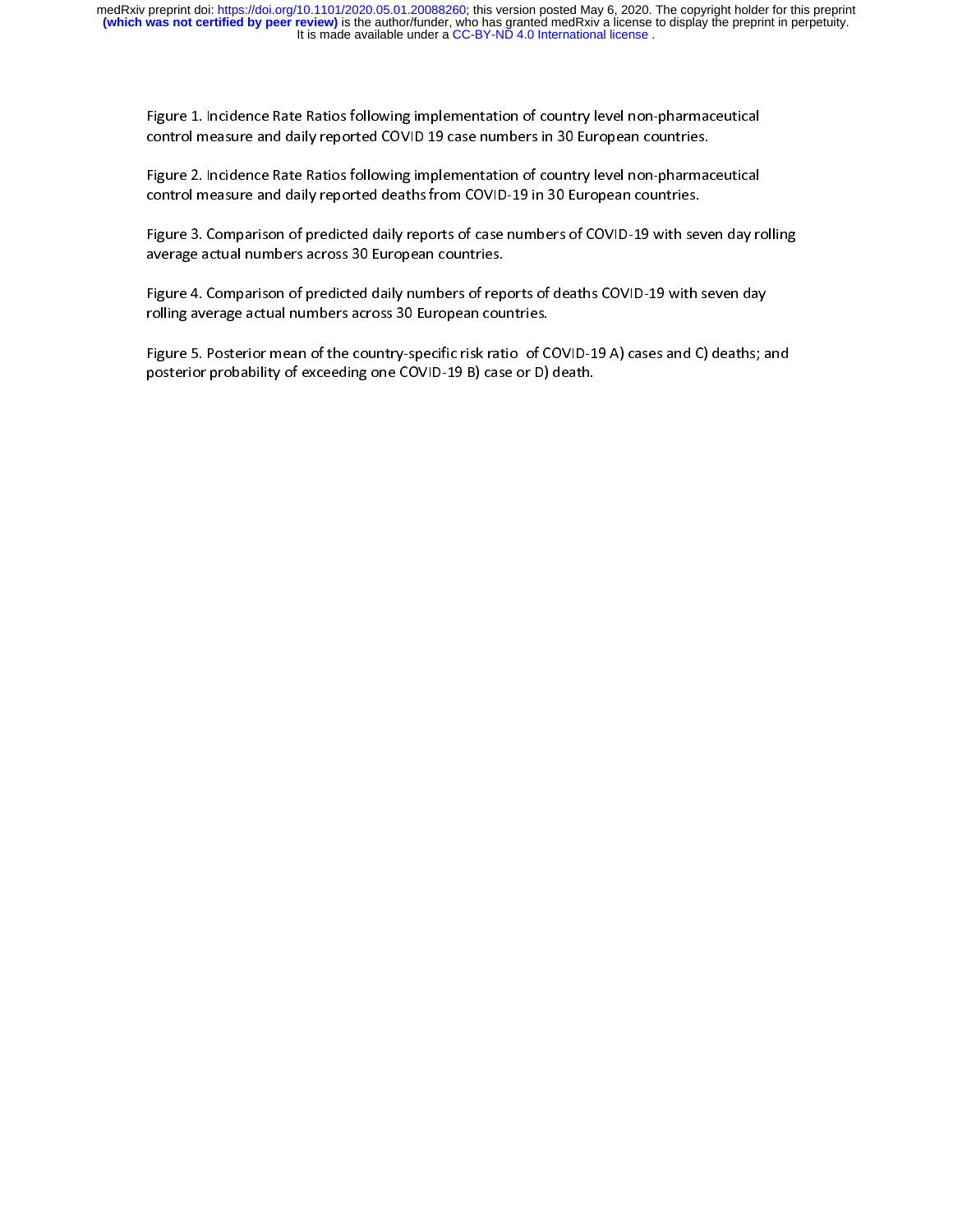Figure 1. Incidence Rate Ratios following implementation of country level non-pharmaceutical control measure and daily reported COVID 19 case numbers in 30 European countries.

Figure 2. Incidence Rate Ratios following implementation of country level non-pharmaceutical control measure and daily reported deaths from COVID-19 in 30 European countries.

Figure 3. Comparison of predicted daily reports of case numbers of COVID-19 with seven day rolling average actual numbers across 30 European countries.

Figure 4. Comparison of predicted daily numbers of reports of deaths COVID-19 with seven day rolling average actual numbers across 30 European countries.

Figure 5. Posterior mean of the country-specific risk ratio of COVID-19 A) cases and C) deaths; and posterior probability of exceeding one COVID-19 B) case or D) death.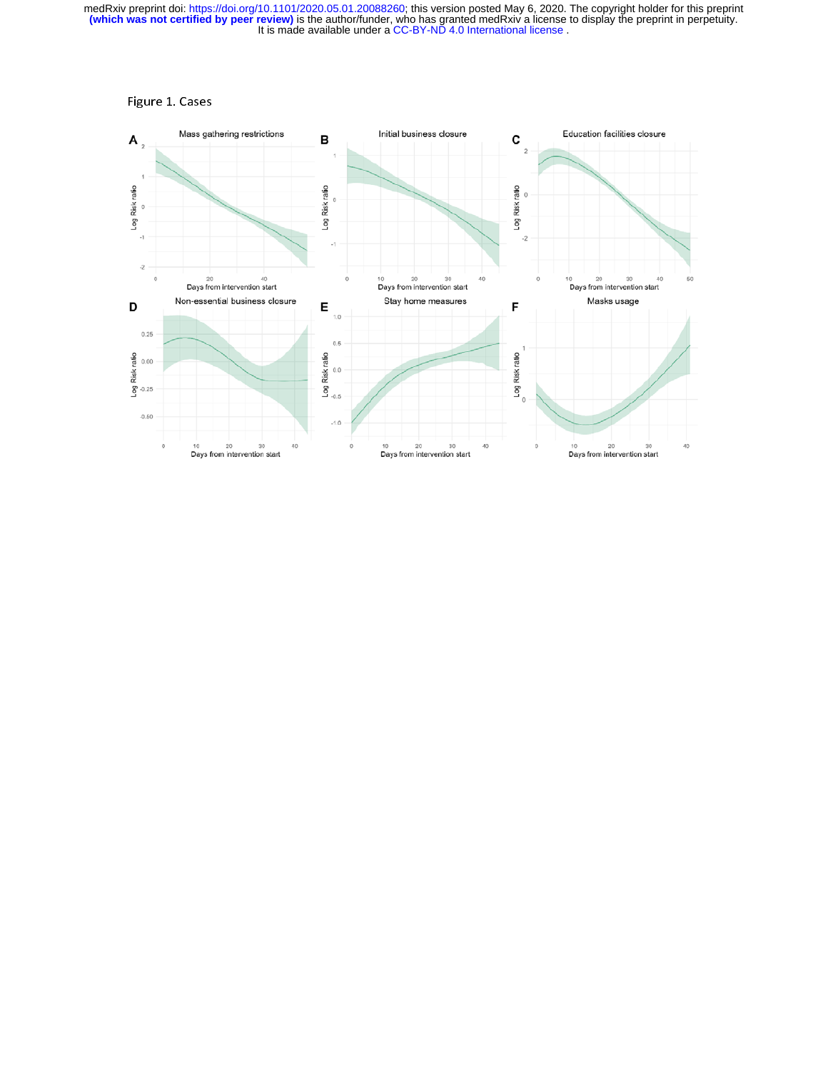Figure 1. Cases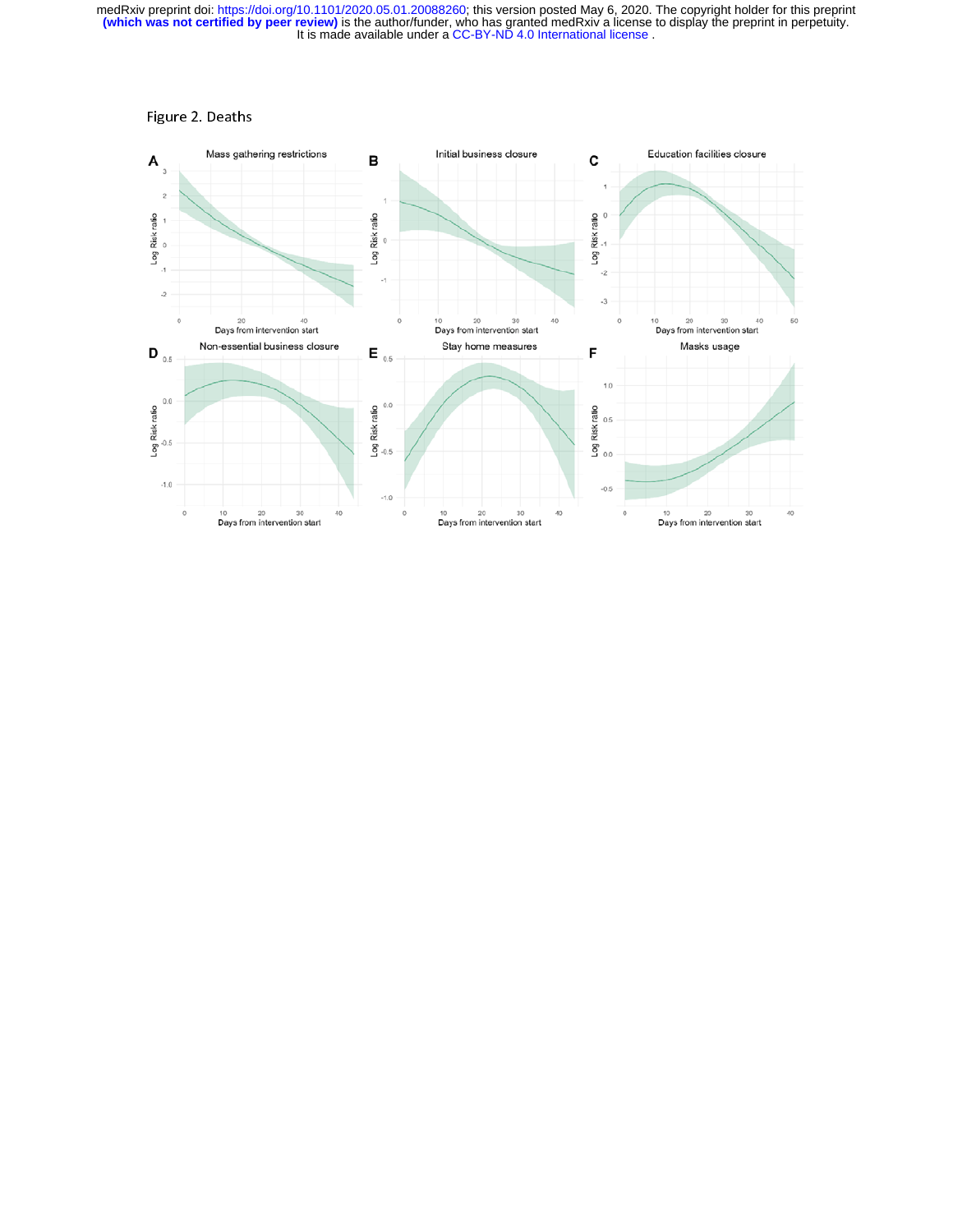Figure 2. Deaths

A — Mass gathering restrictions

B — Initial business closure

C — Education facilities closure

D — Non-essential business closure

E — Stay home measures

F — Masks usage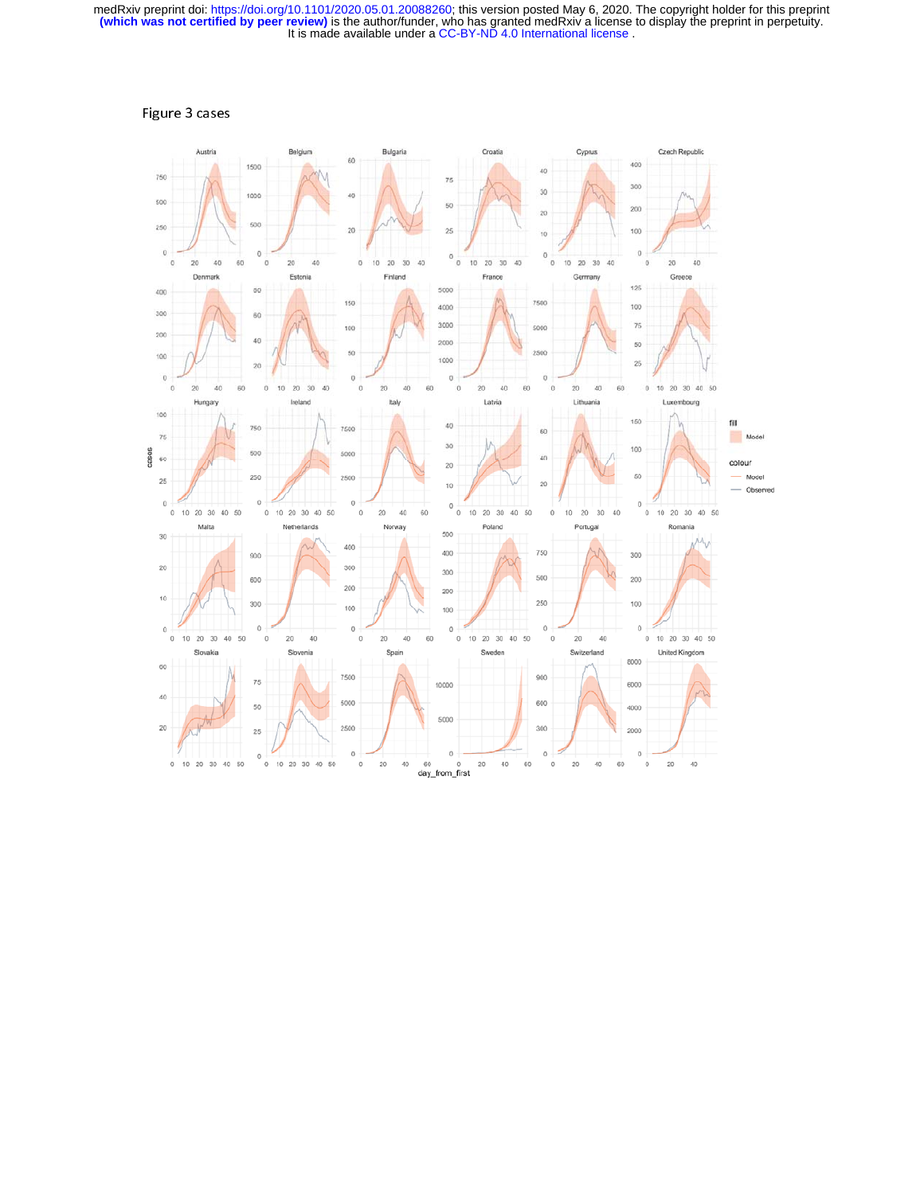Figure 3 cases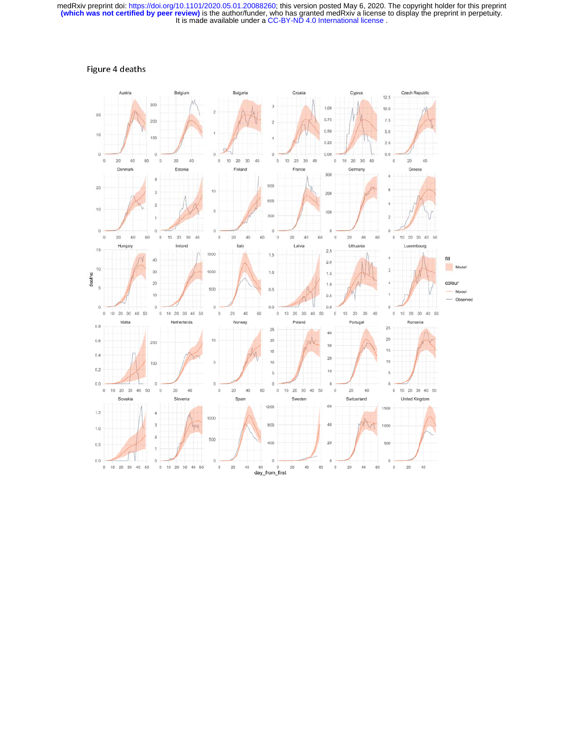Figure 4 deaths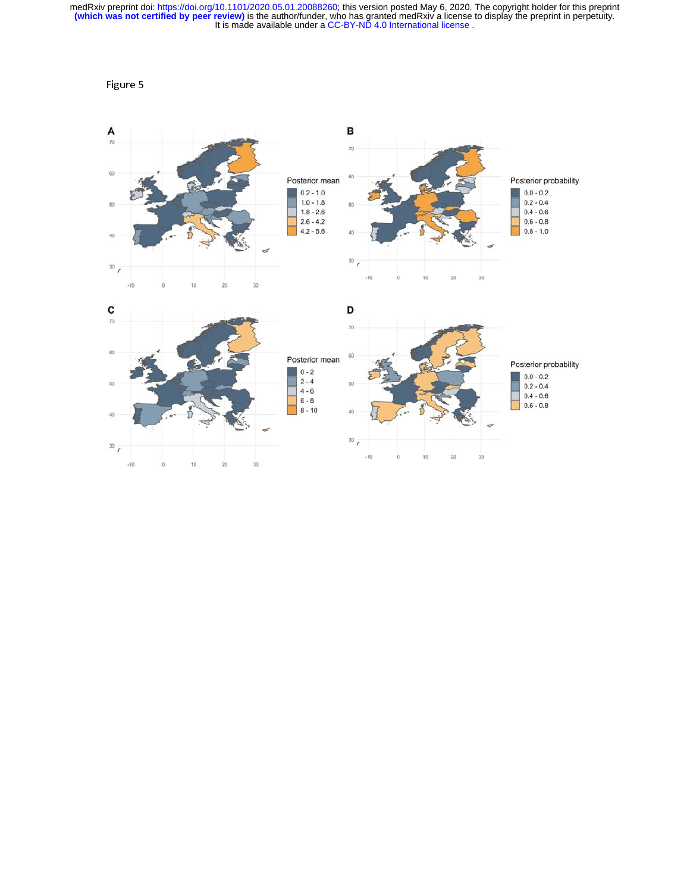Figure 5

A

70

60

50

40

30

-10 0 10 20 30

Posterior mean

0.2 - 1.0

1.0 - 1.8

1.8 - 2.6

2.6 - 4.2

4.2 - 5.6

B

70

60

50

40

30

-10 0 10 20 30

Posterior probability

0.0 - 0.2

0.2 - 0.4

0.4 - 0.6

0.6 - 0.8

0.8 - 1.0

C

70

60

50

40

30

-10 0 10 20 30

Posterior mean

0 - 2

2 - 4

4 - 6

6 - 8

8 - 10

D

70

60

50

40

30

-10 0 10 20 30

Posterior probability

0.0 - 0.2

0.2 - 0.4

0.4 - 0.6

0.6 - 0.8